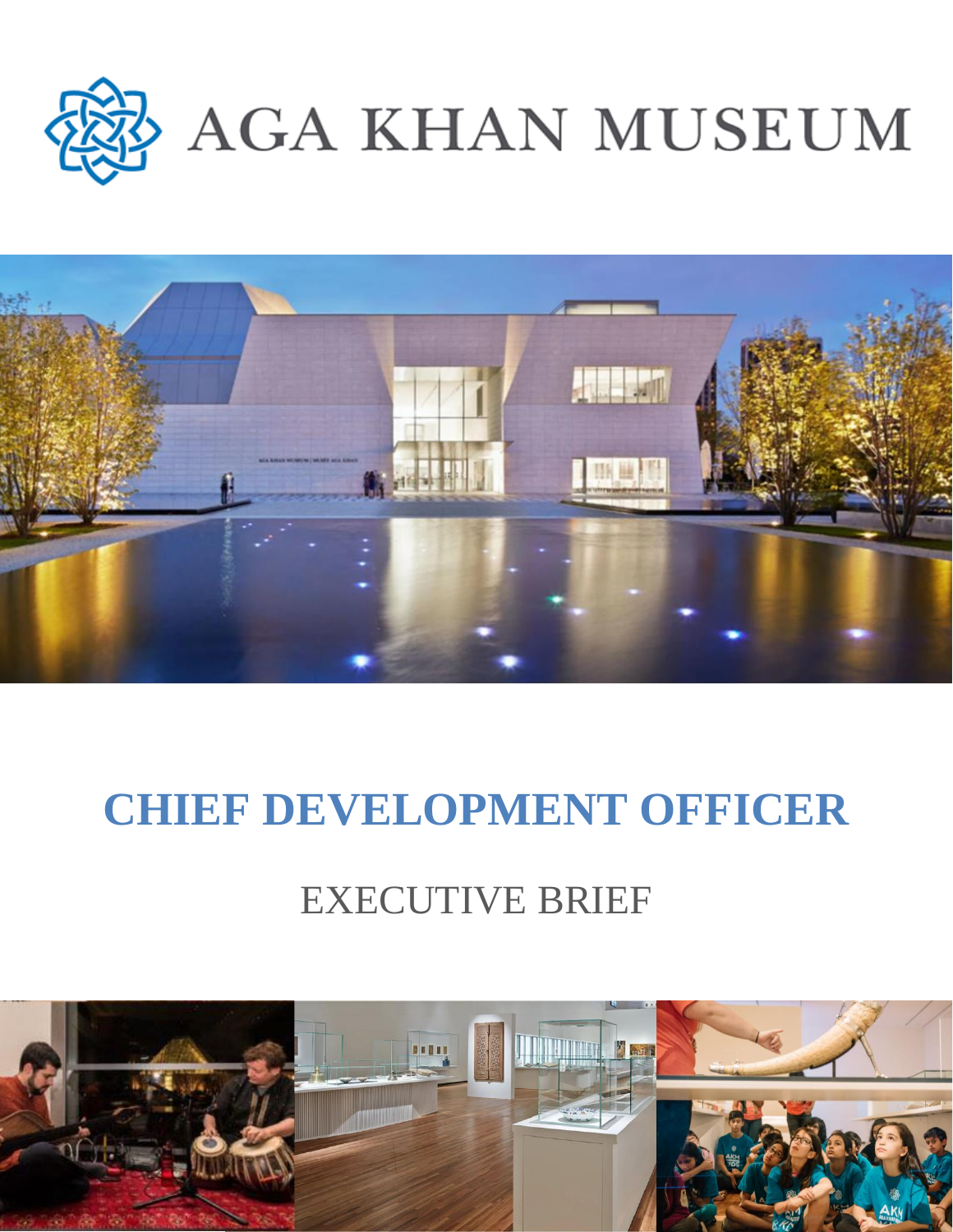# AGA KHAN MUSEUM

# CHIEF DEVELOPMENT OFFICER

## EXECUTIVE BRIEF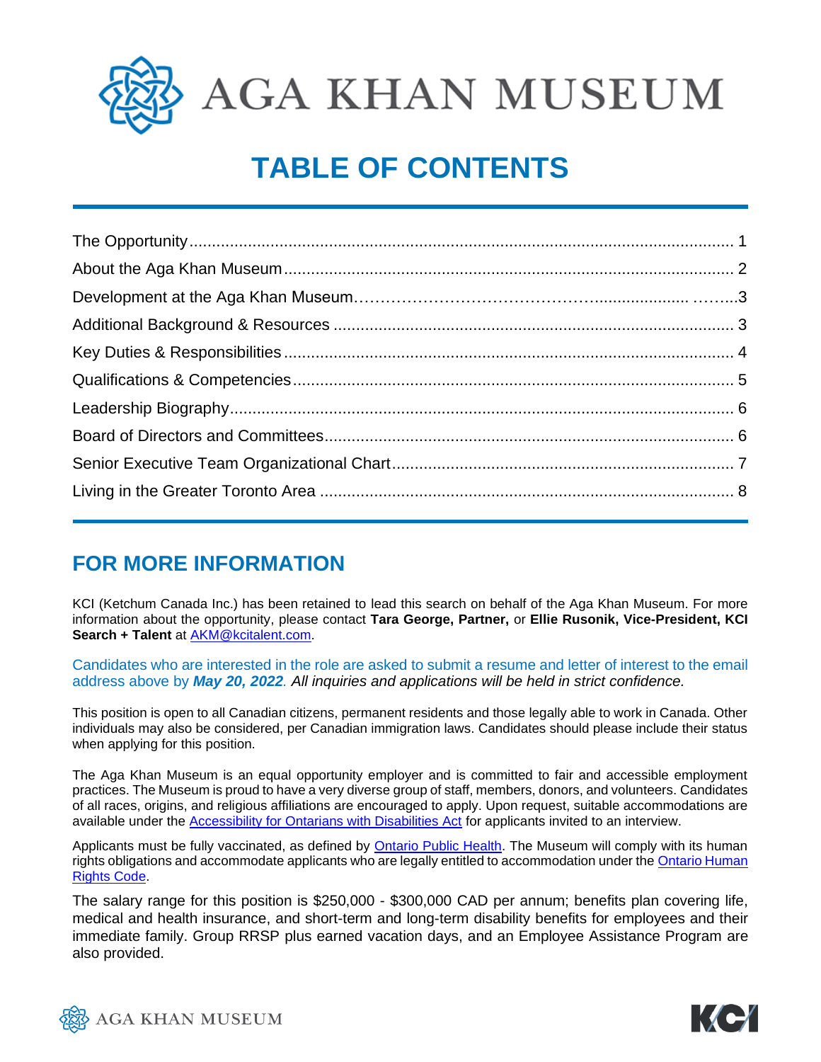# TABLE OF CONTENTS

| Section | Page |
|---|---|
| The Opportunity | 1 |
| About the Aga Khan Museum | 2 |
| Development at the Aga Khan Museum | 3 |
| Additional Background & Resources | 3 |
| Key Duties & Responsibilities | 4 |
| Qualifications & Competencies | 5 |
| Leadership Biography | 6 |
| Board of Directors and Committees | 6 |
| Senior Executive Team Organizational Chart | 7 |
| Living in the Greater Toronto Area | 8 |

## FOR MORE INFORMATION

KCI (Ketchum Canada Inc.) has been retained to lead this search on behalf of the Aga Khan Museum. For more information about the opportunity, please contact **Tara George, Partner,** or **Ellie Rusonik, Vice-President, KCI Search + Talent** at AKM@kcitalent.com.

Candidates who are interested in the role are asked to submit a resume and letter of interest to the email address above by ***May 20, 2022***. *All inquiries and applications will be held in strict confidence.*

This position is open to all Canadian citizens, permanent residents and those legally able to work in Canada. Other individuals may also be considered, per Canadian immigration laws. Candidates should please include their status when applying for this position.

The Aga Khan Museum is an equal opportunity employer and is committed to fair and accessible employment practices. The Museum is proud to have a very diverse group of staff, members, donors, and volunteers. Candidates of all races, origins, and religious affiliations are encouraged to apply. Upon request, suitable accommodations are available under the Accessibility for Ontarians with Disabilities Act for applicants invited to an interview.

Applicants must be fully vaccinated, as defined by Ontario Public Health. The Museum will comply with its human rights obligations and accommodate applicants who are legally entitled to accommodation under the Ontario Human Rights Code.

The salary range for this position is $250,000 - $300,000 CAD per annum; benefits plan covering life, medical and health insurance, and short-term and long-term disability benefits for employees and their immediate family. Group RRSP plus earned vacation days, and an Employee Assistance Program are also provided.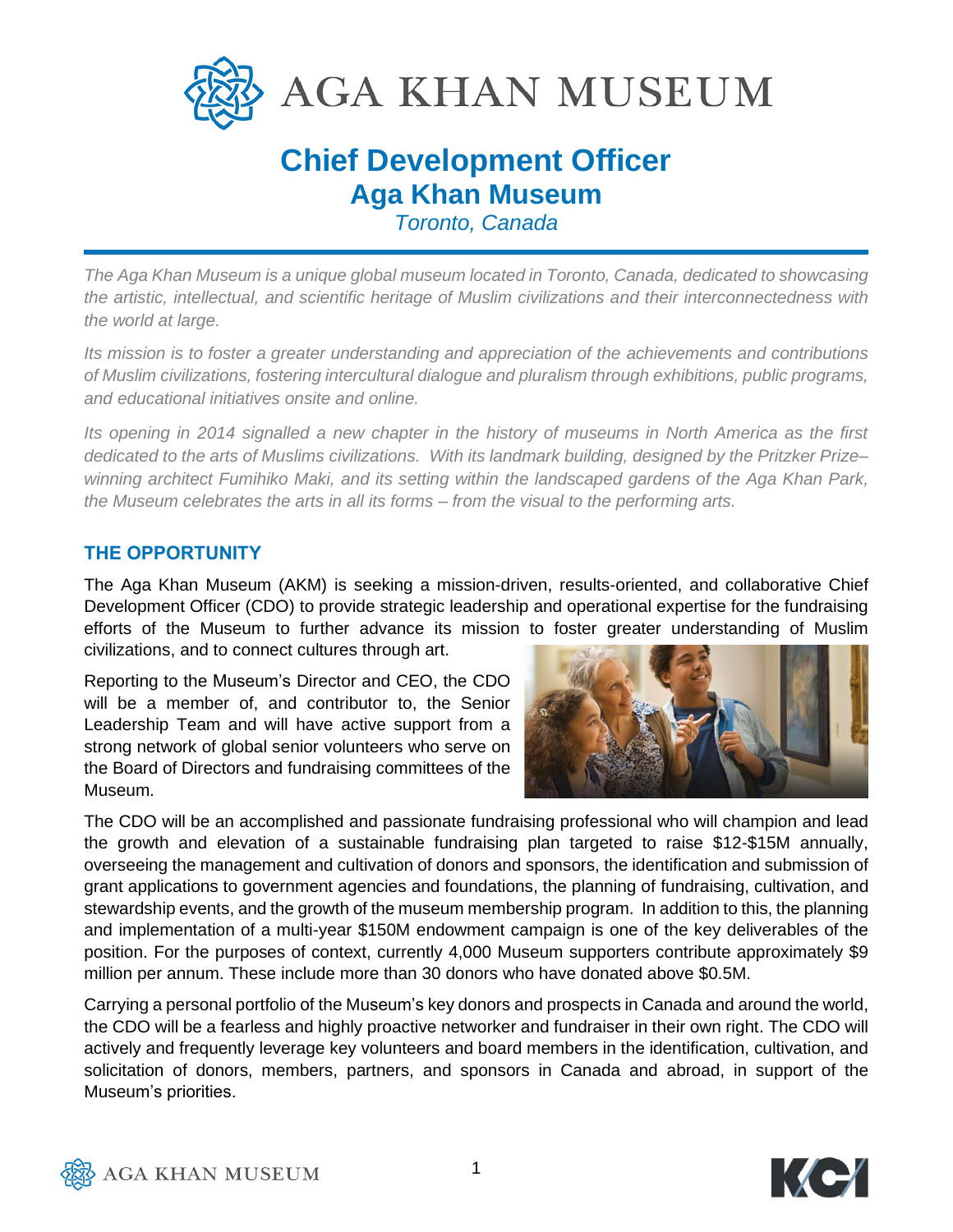# Chief Development Officer

## Aga Khan Museum

*Toronto, Canada*

*The Aga Khan Museum is a unique global museum located in Toronto, Canada, dedicated to showcasing the artistic, intellectual, and scientific heritage of Muslim civilizations and their interconnectedness with the world at large.*

*Its mission is to foster a greater understanding and appreciation of the achievements and contributions of Muslim civilizations, fostering intercultural dialogue and pluralism through exhibitions, public programs, and educational initiatives onsite and online.*

*Its opening in 2014 signalled a new chapter in the history of museums in North America as the first dedicated to the arts of Muslims civilizations. With its landmark building, designed by the Pritzker Prize–winning architect Fumihiko Maki, and its setting within the landscaped gardens of the Aga Khan Park, the Museum celebrates the arts in all its forms – from the visual to the performing arts.*

## THE OPPORTUNITY

The Aga Khan Museum (AKM) is seeking a mission-driven, results-oriented, and collaborative Chief Development Officer (CDO) to provide strategic leadership and operational expertise for the fundraising efforts of the Museum to further advance its mission to foster greater understanding of Muslim civilizations, and to connect cultures through art.

Reporting to the Museum's Director and CEO, the CDO will be a member of, and contributor to, the Senior Leadership Team and will have active support from a strong network of global senior volunteers who serve on the Board of Directors and fundraising committees of the Museum.

The CDO will be an accomplished and passionate fundraising professional who will champion and lead the growth and elevation of a sustainable fundraising plan targeted to raise $12-$15M annually, overseeing the management and cultivation of donors and sponsors, the identification and submission of grant applications to government agencies and foundations, the planning of fundraising, cultivation, and stewardship events, and the growth of the museum membership program. In addition to this, the planning and implementation of a multi-year $150M endowment campaign is one of the key deliverables of the position. For the purposes of context, currently 4,000 Museum supporters contribute approximately $9 million per annum. These include more than 30 donors who have donated above $0.5M.

Carrying a personal portfolio of the Museum's key donors and prospects in Canada and around the world, the CDO will be a fearless and highly proactive networker and fundraiser in their own right. The CDO will actively and frequently leverage key volunteers and board members in the identification, cultivation, and solicitation of donors, members, partners, and sponsors in Canada and abroad, in support of the Museum's priorities.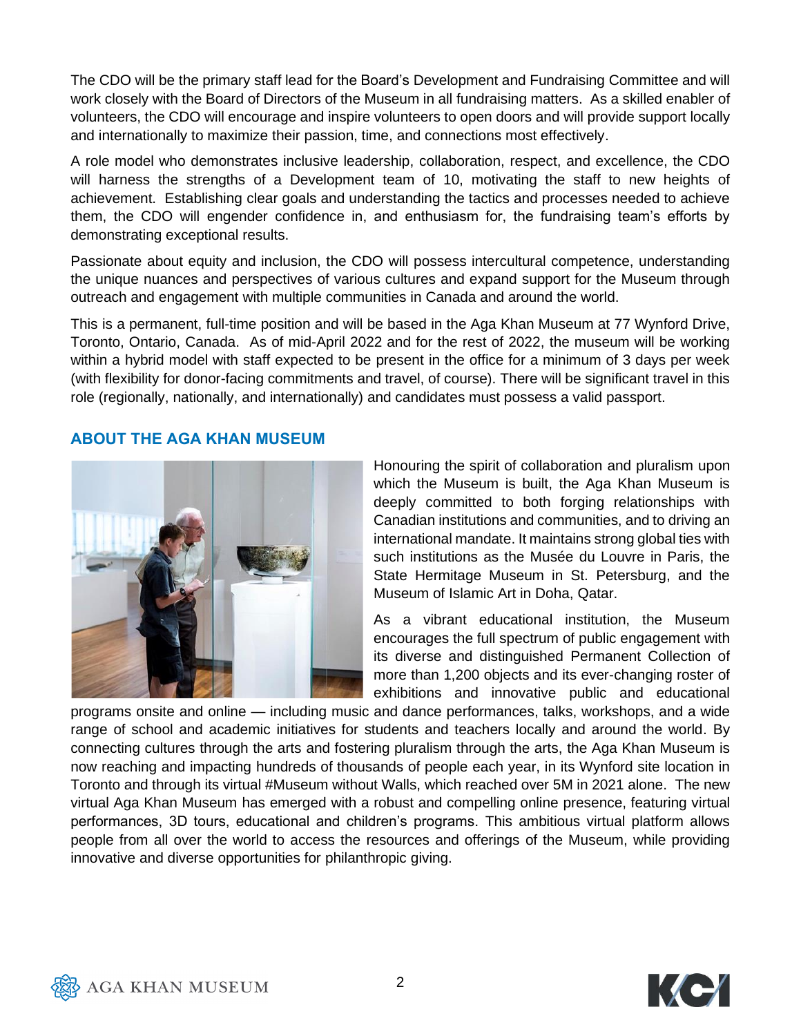The CDO will be the primary staff lead for the Board's Development and Fundraising Committee and will work closely with the Board of Directors of the Museum in all fundraising matters. As a skilled enabler of volunteers, the CDO will encourage and inspire volunteers to open doors and will provide support locally and internationally to maximize their passion, time, and connections most effectively.

A role model who demonstrates inclusive leadership, collaboration, respect, and excellence, the CDO will harness the strengths of a Development team of 10, motivating the staff to new heights of achievement. Establishing clear goals and understanding the tactics and processes needed to achieve them, the CDO will engender confidence in, and enthusiasm for, the fundraising team's efforts by demonstrating exceptional results.

Passionate about equity and inclusion, the CDO will possess intercultural competence, understanding the unique nuances and perspectives of various cultures and expand support for the Museum through outreach and engagement with multiple communities in Canada and around the world.

This is a permanent, full-time position and will be based in the Aga Khan Museum at 77 Wynford Drive, Toronto, Ontario, Canada. As of mid-April 2022 and for the rest of 2022, the museum will be working within a hybrid model with staff expected to be present in the office for a minimum of 3 days per week (with flexibility for donor-facing commitments and travel, of course). There will be significant travel in this role (regionally, nationally, and internationally) and candidates must possess a valid passport.

## ABOUT THE AGA KHAN MUSEUM

Honouring the spirit of collaboration and pluralism upon which the Museum is built, the Aga Khan Museum is deeply committed to both forging relationships with Canadian institutions and communities, and to driving an international mandate. It maintains strong global ties with such institutions as the Musée du Louvre in Paris, the State Hermitage Museum in St. Petersburg, and the Museum of Islamic Art in Doha, Qatar.

As a vibrant educational institution, the Museum encourages the full spectrum of public engagement with its diverse and distinguished Permanent Collection of more than 1,200 objects and its ever-changing roster of exhibitions and innovative public and educational programs onsite and online — including music and dance performances, talks, workshops, and a wide range of school and academic initiatives for students and teachers locally and around the world. By connecting cultures through the arts and fostering pluralism through the arts, the Aga Khan Museum is now reaching and impacting hundreds of thousands of people each year, in its Wynford site location in Toronto and through its virtual #Museum without Walls, which reached over 5M in 2021 alone. The new virtual Aga Khan Museum has emerged with a robust and compelling online presence, featuring virtual performances, 3D tours, educational and children's programs. This ambitious virtual platform allows people from all over the world to access the resources and offerings of the Museum, while providing innovative and diverse opportunities for philanthropic giving.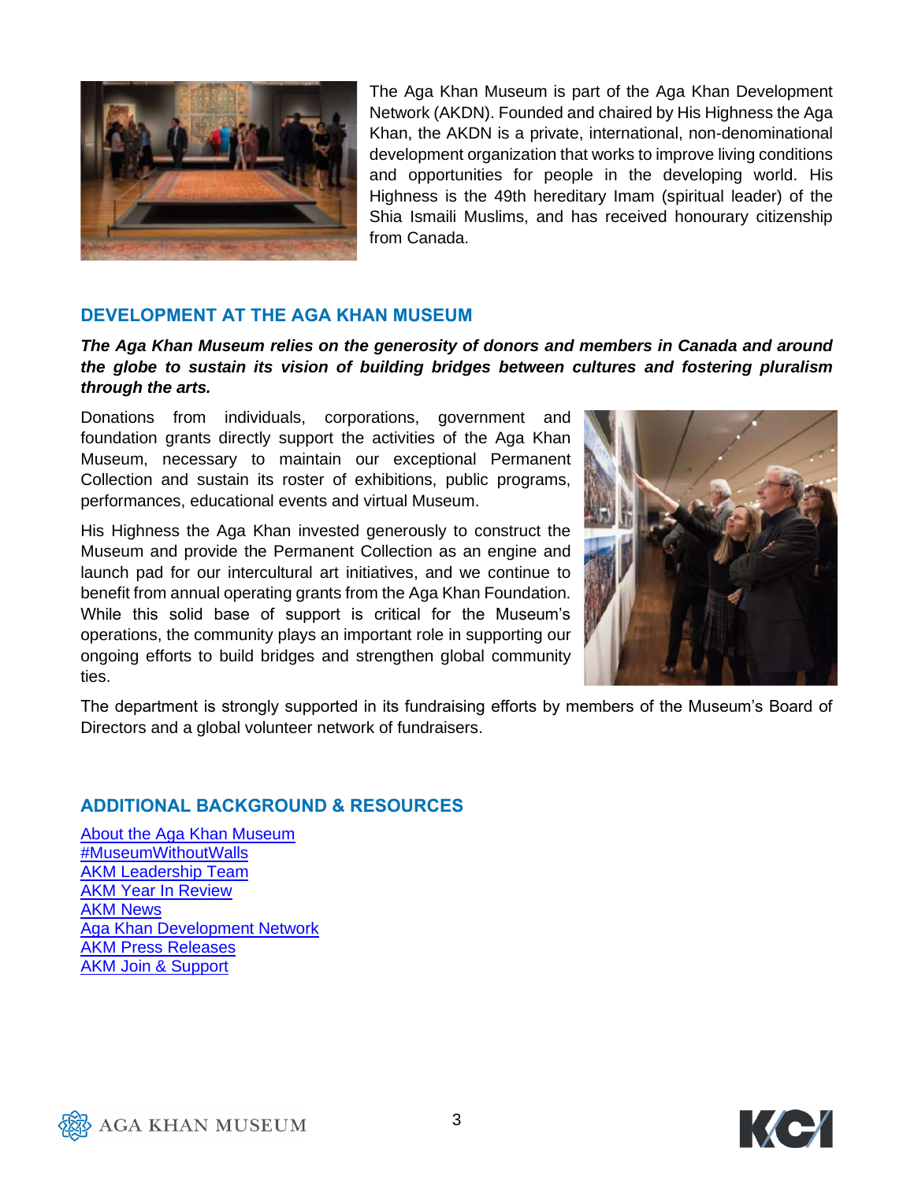The Aga Khan Museum is part of the Aga Khan Development Network (AKDN). Founded and chaired by His Highness the Aga Khan, the AKDN is a private, international, non-denominational development organization that works to improve living conditions and opportunities for people in the developing world. His Highness is the 49th hereditary Imam (spiritual leader) of the Shia Ismaili Muslims, and has received honourary citizenship from Canada.

## DEVELOPMENT AT THE AGA KHAN MUSEUM

***The Aga Khan Museum relies on the generosity of donors and members in Canada and around the globe to sustain its vision of building bridges between cultures and fostering pluralism through the arts.***

Donations from individuals, corporations, government and foundation grants directly support the activities of the Aga Khan Museum, necessary to maintain our exceptional Permanent Collection and sustain its roster of exhibitions, public programs, performances, educational events and virtual Museum.

His Highness the Aga Khan invested generously to construct the Museum and provide the Permanent Collection as an engine and launch pad for our intercultural art initiatives, and we continue to benefit from annual operating grants from the Aga Khan Foundation. While this solid base of support is critical for the Museum's operations, the community plays an important role in supporting our ongoing efforts to build bridges and strengthen global community ties.

The department is strongly supported in its fundraising efforts by members of the Museum's Board of Directors and a global volunteer network of fundraisers.

## ADDITIONAL BACKGROUND & RESOURCES

About the Aga Khan Museum
#MuseumWithoutWalls
AKM Leadership Team
AKM Year In Review
AKM News
Aga Khan Development Network
AKM Press Releases
AKM Join & Support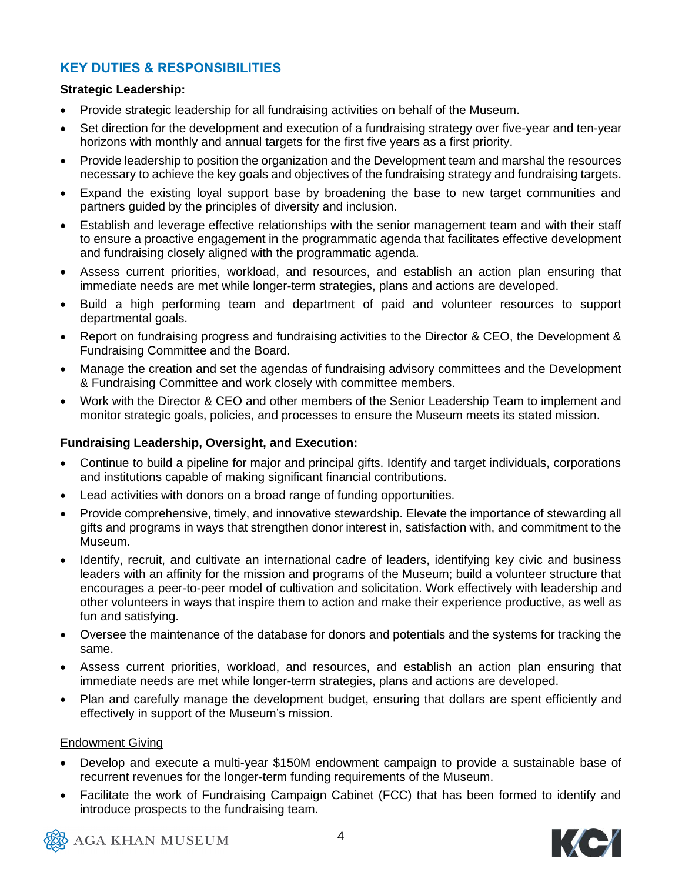## KEY DUTIES & RESPONSIBILITIES

**Strategic Leadership:**

- Provide strategic leadership for all fundraising activities on behalf of the Museum.
- Set direction for the development and execution of a fundraising strategy over five-year and ten-year horizons with monthly and annual targets for the first five years as a first priority.
- Provide leadership to position the organization and the Development team and marshal the resources necessary to achieve the key goals and objectives of the fundraising strategy and fundraising targets.
- Expand the existing loyal support base by broadening the base to new target communities and partners guided by the principles of diversity and inclusion.
- Establish and leverage effective relationships with the senior management team and with their staff to ensure a proactive engagement in the programmatic agenda that facilitates effective development and fundraising closely aligned with the programmatic agenda.
- Assess current priorities, workload, and resources, and establish an action plan ensuring that immediate needs are met while longer-term strategies, plans and actions are developed.
- Build a high performing team and department of paid and volunteer resources to support departmental goals.
- Report on fundraising progress and fundraising activities to the Director & CEO, the Development & Fundraising Committee and the Board.
- Manage the creation and set the agendas of fundraising advisory committees and the Development & Fundraising Committee and work closely with committee members.
- Work with the Director & CEO and other members of the Senior Leadership Team to implement and monitor strategic goals, policies, and processes to ensure the Museum meets its stated mission.

**Fundraising Leadership, Oversight, and Execution:**

- Continue to build a pipeline for major and principal gifts. Identify and target individuals, corporations and institutions capable of making significant financial contributions.
- Lead activities with donors on a broad range of funding opportunities.
- Provide comprehensive, timely, and innovative stewardship. Elevate the importance of stewarding all gifts and programs in ways that strengthen donor interest in, satisfaction with, and commitment to the Museum.
- Identify, recruit, and cultivate an international cadre of leaders, identifying key civic and business leaders with an affinity for the mission and programs of the Museum; build a volunteer structure that encourages a peer-to-peer model of cultivation and solicitation. Work effectively with leadership and other volunteers in ways that inspire them to action and make their experience productive, as well as fun and satisfying.
- Oversee the maintenance of the database for donors and potentials and the systems for tracking the same.
- Assess current priorities, workload, and resources, and establish an action plan ensuring that immediate needs are met while longer-term strategies, plans and actions are developed.
- Plan and carefully manage the development budget, ensuring that dollars are spent efficiently and effectively in support of the Museum's mission.

<u>Endowment Giving</u>

- Develop and execute a multi-year $150M endowment campaign to provide a sustainable base of recurrent revenues for the longer-term funding requirements of the Museum.
- Facilitate the work of Fundraising Campaign Cabinet (FCC) that has been formed to identify and introduce prospects to the fundraising team.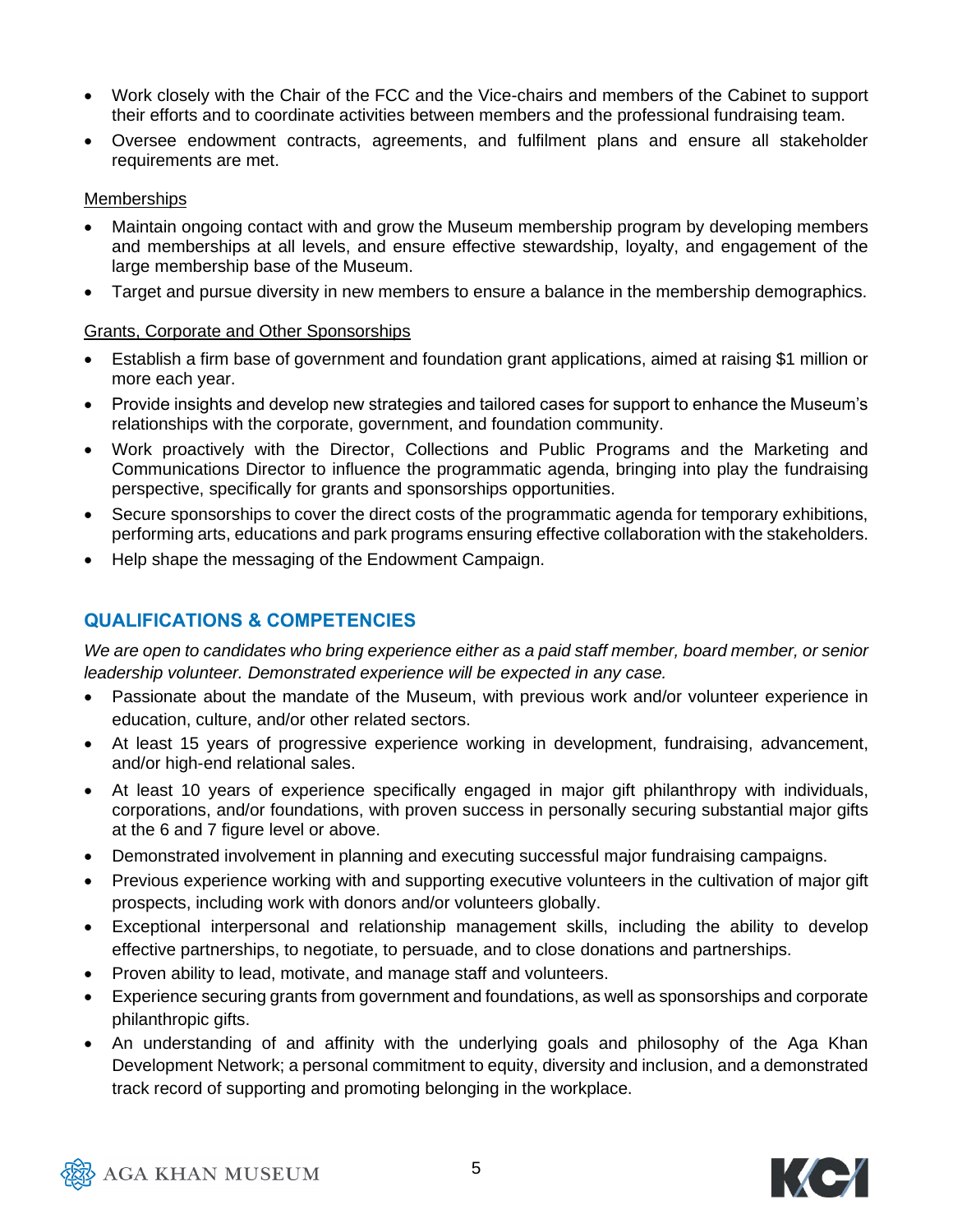- Work closely with the Chair of the FCC and the Vice-chairs and members of the Cabinet to support their efforts and to coordinate activities between members and the professional fundraising team.
- Oversee endowment contracts, agreements, and fulfilment plans and ensure all stakeholder requirements are met.

<u>Memberships</u>

- Maintain ongoing contact with and grow the Museum membership program by developing members and memberships at all levels, and ensure effective stewardship, loyalty, and engagement of the large membership base of the Museum.
- Target and pursue diversity in new members to ensure a balance in the membership demographics.

<u>Grants, Corporate and Other Sponsorships</u>

- Establish a firm base of government and foundation grant applications, aimed at raising $1 million or more each year.
- Provide insights and develop new strategies and tailored cases for support to enhance the Museum's relationships with the corporate, government, and foundation community.
- Work proactively with the Director, Collections and Public Programs and the Marketing and Communications Director to influence the programmatic agenda, bringing into play the fundraising perspective, specifically for grants and sponsorships opportunities.
- Secure sponsorships to cover the direct costs of the programmatic agenda for temporary exhibitions, performing arts, educations and park programs ensuring effective collaboration with the stakeholders.
- Help shape the messaging of the Endowment Campaign.

## QUALIFICATIONS & COMPETENCIES

*We are open to candidates who bring experience either as a paid staff member, board member, or senior leadership volunteer. Demonstrated experience will be expected in any case.*

- Passionate about the mandate of the Museum, with previous work and/or volunteer experience in education, culture, and/or other related sectors.
- At least 15 years of progressive experience working in development, fundraising, advancement, and/or high-end relational sales.
- At least 10 years of experience specifically engaged in major gift philanthropy with individuals, corporations, and/or foundations, with proven success in personally securing substantial major gifts at the 6 and 7 figure level or above.
- Demonstrated involvement in planning and executing successful major fundraising campaigns.
- Previous experience working with and supporting executive volunteers in the cultivation of major gift prospects, including work with donors and/or volunteers globally.
- Exceptional interpersonal and relationship management skills, including the ability to develop effective partnerships, to negotiate, to persuade, and to close donations and partnerships.
- Proven ability to lead, motivate, and manage staff and volunteers.
- Experience securing grants from government and foundations, as well as sponsorships and corporate philanthropic gifts.
- An understanding of and affinity with the underlying goals and philosophy of the Aga Khan Development Network; a personal commitment to equity, diversity and inclusion, and a demonstrated track record of supporting and promoting belonging in the workplace.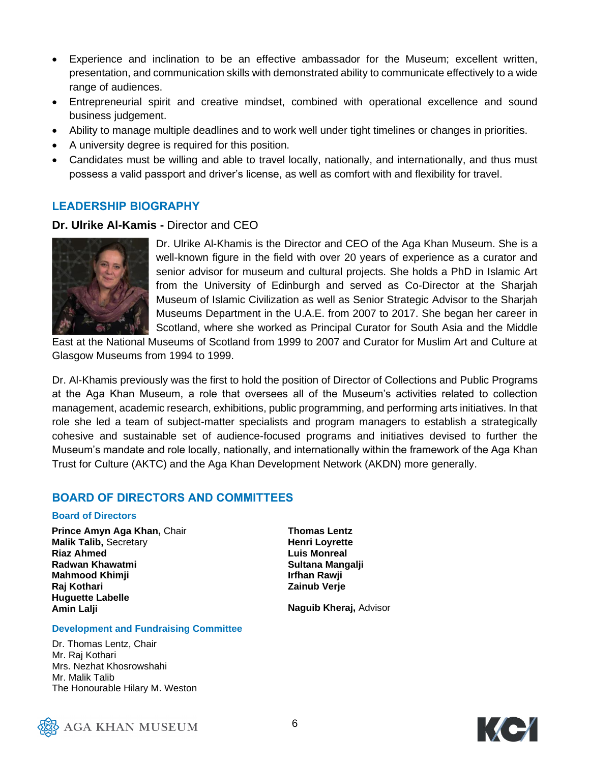- Experience and inclination to be an effective ambassador for the Museum; excellent written, presentation, and communication skills with demonstrated ability to communicate effectively to a wide range of audiences.
- Entrepreneurial spirit and creative mindset, combined with operational excellence and sound business judgement.
- Ability to manage multiple deadlines and to work well under tight timelines or changes in priorities.
- A university degree is required for this position.
- Candidates must be willing and able to travel locally, nationally, and internationally, and thus must possess a valid passport and driver's license, as well as comfort with and flexibility for travel.

## LEADERSHIP BIOGRAPHY

**Dr. Ulrike Al-Kamis -** Director and CEO

Dr. Ulrike Al-Khamis is the Director and CEO of the Aga Khan Museum. She is a well-known figure in the field with over 20 years of experience as a curator and senior advisor for museum and cultural projects. She holds a PhD in Islamic Art from the University of Edinburgh and served as Co-Director at the Sharjah Museum of Islamic Civilization as well as Senior Strategic Advisor to the Sharjah Museums Department in the U.A.E. from 2007 to 2017. She began her career in Scotland, where she worked as Principal Curator for South Asia and the Middle East at the National Museums of Scotland from 1999 to 2007 and Curator for Muslim Art and Culture at Glasgow Museums from 1994 to 1999.

Dr. Al-Khamis previously was the first to hold the position of Director of Collections and Public Programs at the Aga Khan Museum, a role that oversees all of the Museum's activities related to collection management, academic research, exhibitions, public programming, and performing arts initiatives. In that role she led a team of subject-matter specialists and program managers to establish a strategically cohesive and sustainable set of audience-focused programs and initiatives devised to further the Museum's mandate and role locally, nationally, and internationally within the framework of the Aga Khan Trust for Culture (AKTC) and the Aga Khan Development Network (AKDN) more generally.

## BOARD OF DIRECTORS AND COMMITTEES

### Board of Directors

**Prince Amyn Aga Khan,** Chair
**Malik Talib,** Secretary
**Riaz Ahmed**
**Radwan Khawatmi**
**Mahmood Khimji**
**Raj Kothari**
**Huguette Labelle**
**Amin Lalji**
**Thomas Lentz**
**Henri Loyrette**
**Luis Monreal**
**Sultana Mangalji**
**Irfhan Rawji**
**Zainub Verje**

**Naguib Kheraj,** Advisor

### Development and Fundraising Committee

Dr. Thomas Lentz, Chair
Mr. Raj Kothari
Mrs. Nezhat Khosrowshahi
Mr. Malik Talib
The Honourable Hilary M. Weston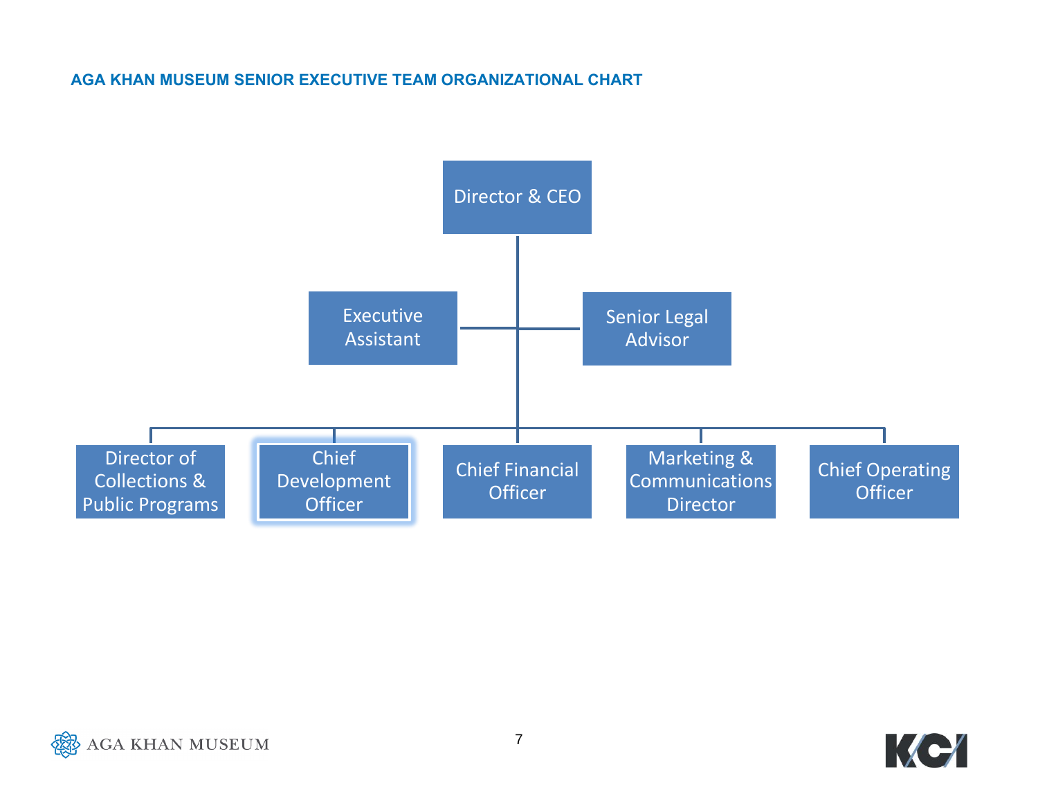### AGA KHAN MUSEUM SENIOR EXECUTIVE TEAM ORGANIZATIONAL CHART

- Director & CEO
  - Executive Assistant
  - Senior Legal Advisor
  - Director of Collections & Public Programs
  - Chief Development Officer
  - Chief Financial Officer
  - Marketing & Communications Director
  - Chief Operating Officer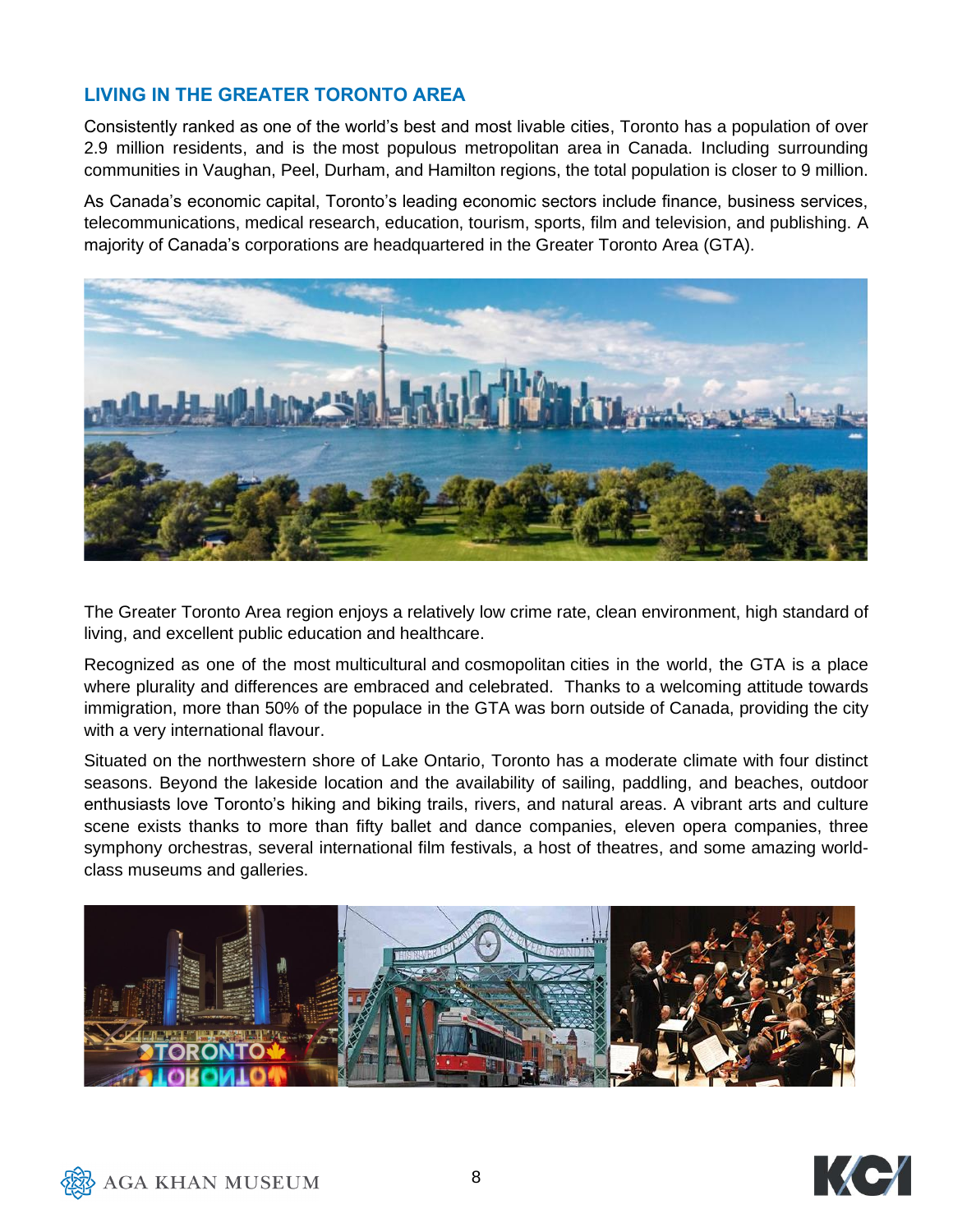## LIVING IN THE GREATER TORONTO AREA

Consistently ranked as one of the world's best and most livable cities, Toronto has a population of over 2.9 million residents, and is the most populous metropolitan area in Canada. Including surrounding communities in Vaughan, Peel, Durham, and Hamilton regions, the total population is closer to 9 million.

As Canada's economic capital, Toronto's leading economic sectors include finance, business services, telecommunications, medical research, education, tourism, sports, film and television, and publishing. A majority of Canada's corporations are headquartered in the Greater Toronto Area (GTA).

The Greater Toronto Area region enjoys a relatively low crime rate, clean environment, high standard of living, and excellent public education and healthcare.

Recognized as one of the most multicultural and cosmopolitan cities in the world, the GTA is a place where plurality and differences are embraced and celebrated. Thanks to a welcoming attitude towards immigration, more than 50% of the populace in the GTA was born outside of Canada, providing the city with a very international flavour.

Situated on the northwestern shore of Lake Ontario, Toronto has a moderate climate with four distinct seasons. Beyond the lakeside location and the availability of sailing, paddling, and beaches, outdoor enthusiasts love Toronto's hiking and biking trails, rivers, and natural areas. A vibrant arts and culture scene exists thanks to more than fifty ballet and dance companies, eleven opera companies, three symphony orchestras, several international film festivals, a host of theatres, and some amazing world-class museums and galleries.